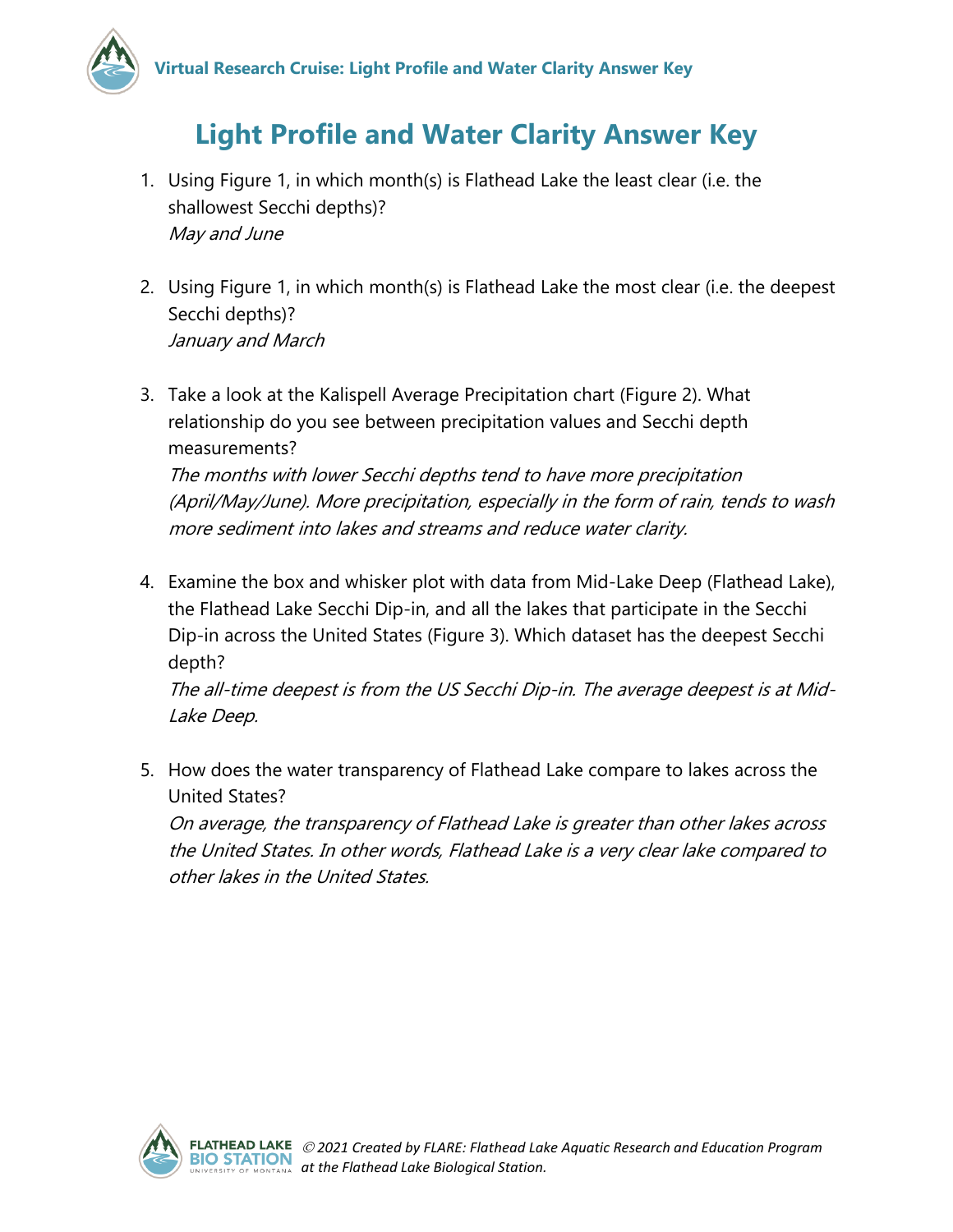# Light Profile and Water Clarity Answer Key

1. Using Figure 1, in which month(s) is Flathead Lake the least clear (i.e. the shallowest Secchi depths)?
   *May and June*

2. Using Figure 1, in which month(s) is Flathead Lake the most clear (i.e. the deepest Secchi depths)?
   *January and March*

3. Take a look at the Kalispell Average Precipitation chart (Figure 2). What relationship do you see between precipitation values and Secchi depth measurements?
   *The months with lower Secchi depths tend to have more precipitation (April/May/June). More precipitation, especially in the form of rain, tends to wash more sediment into lakes and streams and reduce water clarity.*

4. Examine the box and whisker plot with data from Mid-Lake Deep (Flathead Lake), the Flathead Lake Secchi Dip-in, and all the lakes that participate in the Secchi Dip-in across the United States (Figure 3). Which dataset has the deepest Secchi depth?
   *The all-time deepest is from the US Secchi Dip-in. The average deepest is at Mid-Lake Deep.*

5. How does the water transparency of Flathead Lake compare to lakes across the United States?
   *On average, the transparency of Flathead Lake is greater than other lakes across the United States. In other words, Flathead Lake is a very clear lake compared to other lakes in the United States.*

*© 2021 Created by FLARE: Flathead Lake Aquatic Research and Education Program at the Flathead Lake Biological Station.*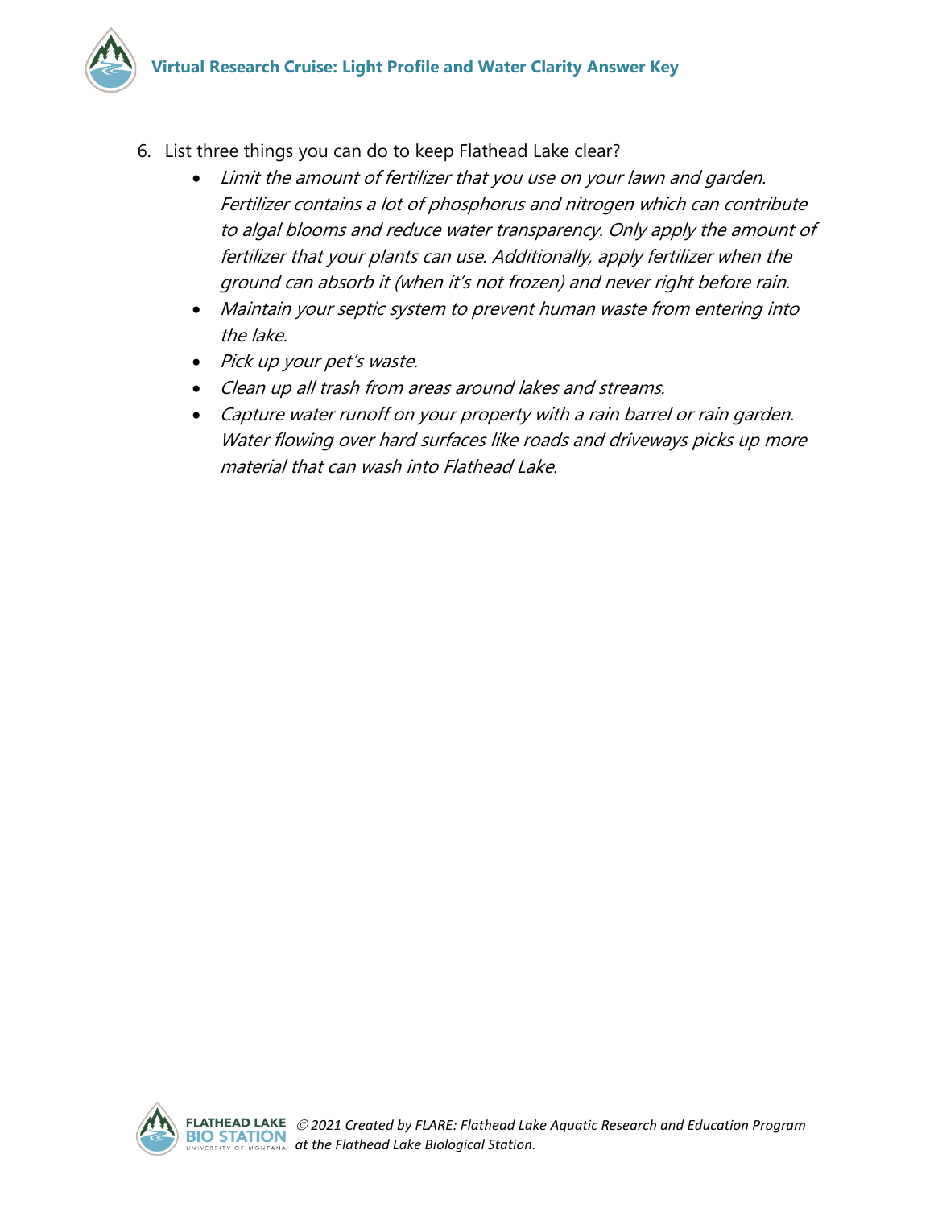6. List three things you can do to keep Flathead Lake clear?
    - *Limit the amount of fertilizer that you use on your lawn and garden. Fertilizer contains a lot of phosphorus and nitrogen which can contribute to algal blooms and reduce water transparency. Only apply the amount of fertilizer that your plants can use. Additionally, apply fertilizer when the ground can absorb it (when it's not frozen) and never right before rain.*
    - *Maintain your septic system to prevent human waste from entering into the lake.*
    - *Pick up your pet's waste.*
    - *Clean up all trash from areas around lakes and streams.*
    - *Capture water runoff on your property with a rain barrel or rain garden. Water flowing over hard surfaces like roads and driveways picks up more material that can wash into Flathead Lake.*